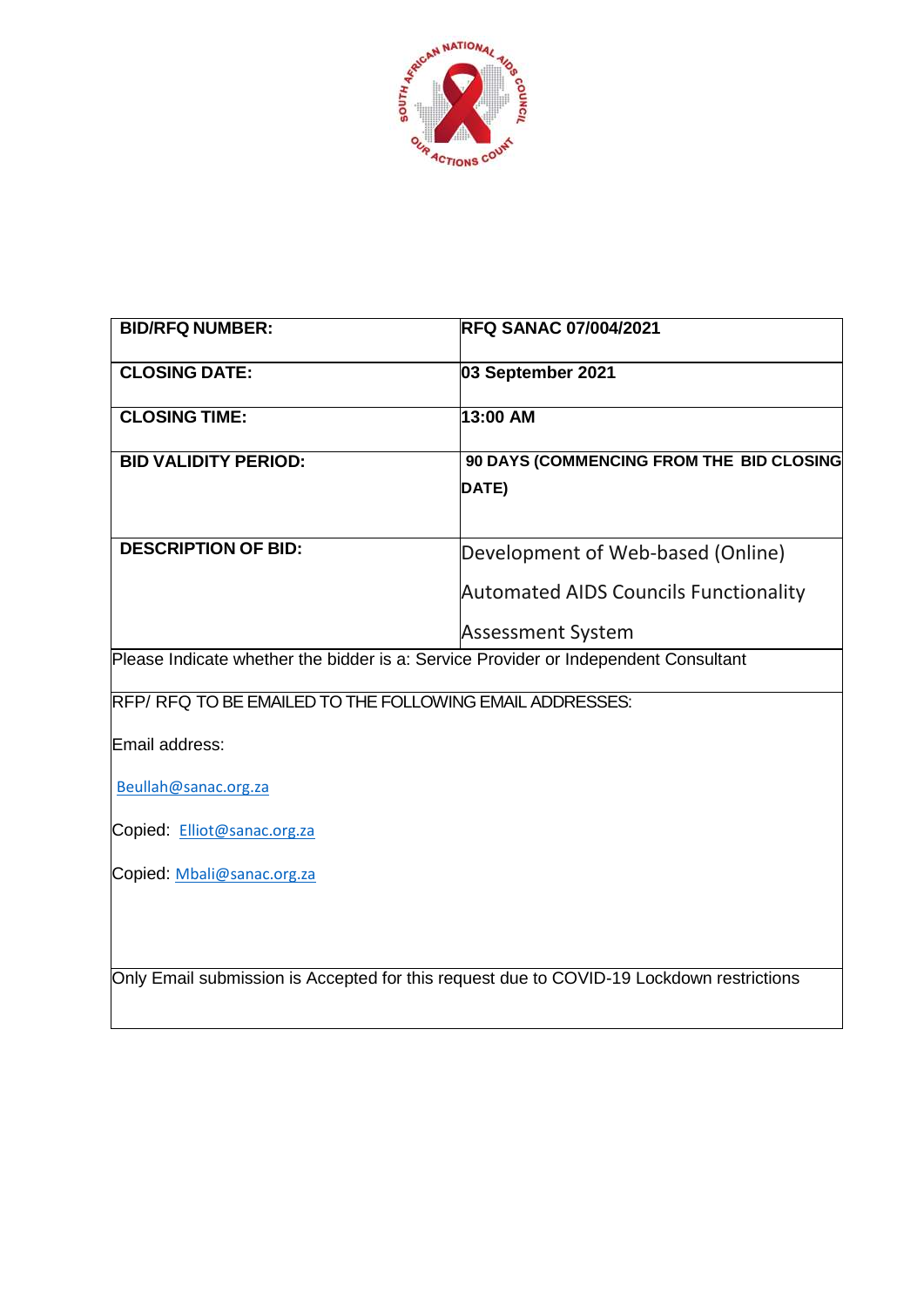| BID/RFQ NUMBER: | RFQ SANAC 07/004/2021 |
|---|---|
| CLOSING DATE: | 03 September 2021 |
| CLOSING TIME: | 13:00 AM |
| BID VALIDITY PERIOD: | 90 DAYS (COMMENCING FROM THE BID CLOSING DATE) |
| DESCRIPTION OF BID: | Development of Web-based (Online) Automated AIDS Councils Functionality Assessment System |

Please Indicate whether the bidder is a: Service Provider or Independent Consultant

RFP/ RFQ TO BE EMAILED TO THE FOLLOWING EMAIL ADDRESSES:

Email address:

Beullah@sanac.org.za

Copied: Elliot@sanac.org.za

Copied: Mbali@sanac.org.za

Only Email submission is Accepted for this request due to COVID-19 Lockdown restrictions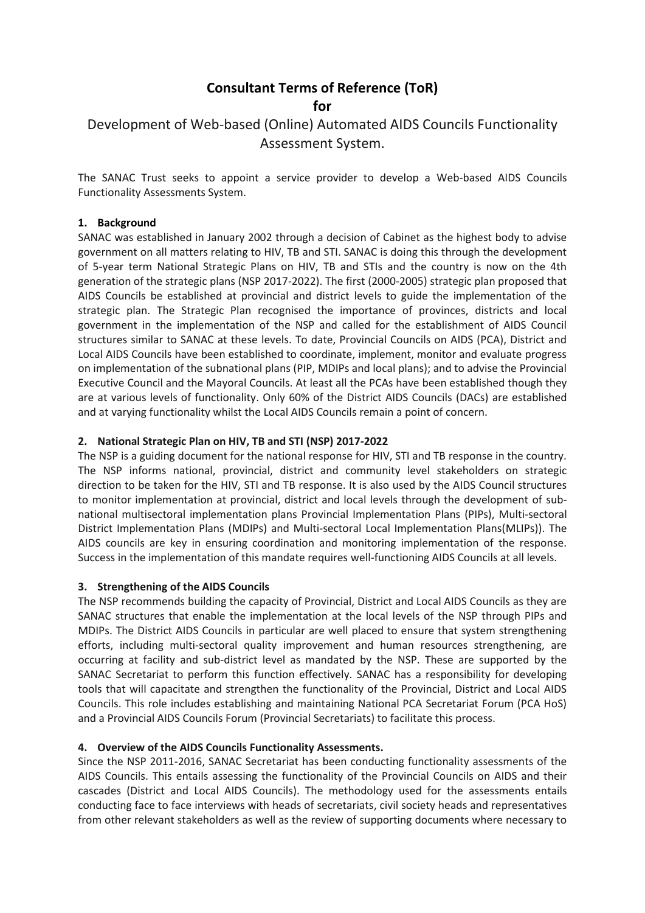# Consultant Terms of Reference (ToR)

**for**

Development of Web-based (Online) Automated AIDS Councils Functionality Assessment System.

The SANAC Trust seeks to appoint a service provider to develop a Web-based AIDS Councils Functionality Assessments System.

## 1. Background

SANAC was established in January 2002 through a decision of Cabinet as the highest body to advise government on all matters relating to HIV, TB and STI. SANAC is doing this through the development of 5-year term National Strategic Plans on HIV, TB and STIs and the country is now on the 4th generation of the strategic plans (NSP 2017-2022). The first (2000-2005) strategic plan proposed that AIDS Councils be established at provincial and district levels to guide the implementation of the strategic plan. The Strategic Plan recognised the importance of provinces, districts and local government in the implementation of the NSP and called for the establishment of AIDS Council structures similar to SANAC at these levels. To date, Provincial Councils on AIDS (PCA), District and Local AIDS Councils have been established to coordinate, implement, monitor and evaluate progress on implementation of the subnational plans (PIP, MDIPs and local plans); and to advise the Provincial Executive Council and the Mayoral Councils. At least all the PCAs have been established though they are at various levels of functionality. Only 60% of the District AIDS Councils (DACs) are established and at varying functionality whilst the Local AIDS Councils remain a point of concern.

## 2. National Strategic Plan on HIV, TB and STI (NSP) 2017-2022

The NSP is a guiding document for the national response for HIV, STI and TB response in the country. The NSP informs national, provincial, district and community level stakeholders on strategic direction to be taken for the HIV, STI and TB response. It is also used by the AIDS Council structures to monitor implementation at provincial, district and local levels through the development of sub-national multisectoral implementation plans Provincial Implementation Plans (PIPs), Multi-sectoral District Implementation Plans (MDIPs) and Multi-sectoral Local Implementation Plans(MLIPs)). The AIDS councils are key in ensuring coordination and monitoring implementation of the response. Success in the implementation of this mandate requires well-functioning AIDS Councils at all levels.

## 3. Strengthening of the AIDS Councils

The NSP recommends building the capacity of Provincial, District and Local AIDS Councils as they are SANAC structures that enable the implementation at the local levels of the NSP through PIPs and MDIPs. The District AIDS Councils in particular are well placed to ensure that system strengthening efforts, including multi-sectoral quality improvement and human resources strengthening, are occurring at facility and sub-district level as mandated by the NSP. These are supported by the SANAC Secretariat to perform this function effectively. SANAC has a responsibility for developing tools that will capacitate and strengthen the functionality of the Provincial, District and Local AIDS Councils. This role includes establishing and maintaining National PCA Secretariat Forum (PCA HoS) and a Provincial AIDS Councils Forum (Provincial Secretariats) to facilitate this process.

## 4. Overview of the AIDS Councils Functionality Assessments.

Since the NSP 2011-2016, SANAC Secretariat has been conducting functionality assessments of the AIDS Councils. This entails assessing the functionality of the Provincial Councils on AIDS and their cascades (District and Local AIDS Councils). The methodology used for the assessments entails conducting face to face interviews with heads of secretariats, civil society heads and representatives from other relevant stakeholders as well as the review of supporting documents where necessary to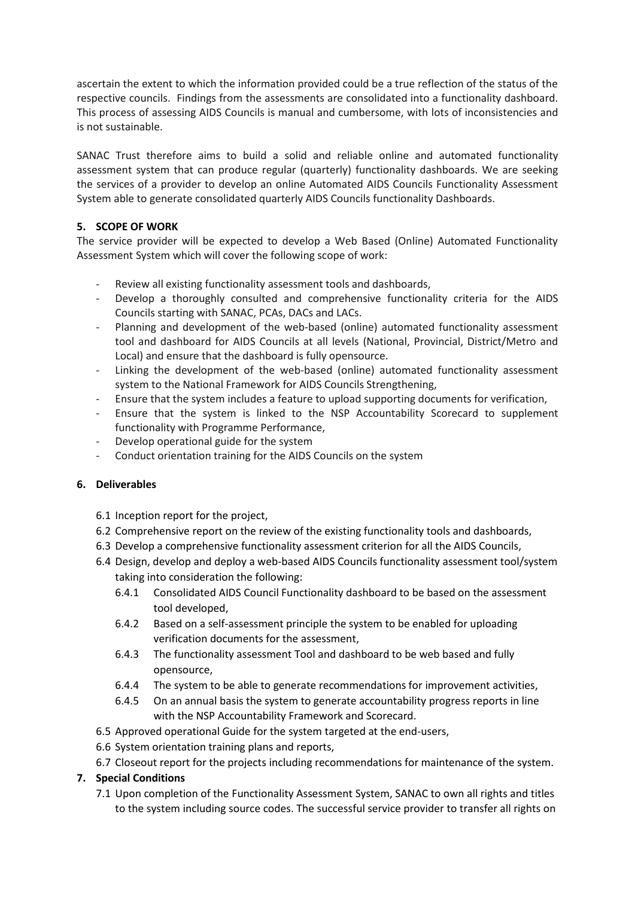ascertain the extent to which the information provided could be a true reflection of the status of the respective councils. Findings from the assessments are consolidated into a functionality dashboard. This process of assessing AIDS Councils is manual and cumbersome, with lots of inconsistencies and is not sustainable.

SANAC Trust therefore aims to build a solid and reliable online and automated functionality assessment system that can produce regular (quarterly) functionality dashboards. We are seeking the services of a provider to develop an online Automated AIDS Councils Functionality Assessment System able to generate consolidated quarterly AIDS Councils functionality Dashboards.

## 5. SCOPE OF WORK

The service provider will be expected to develop a Web Based (Online) Automated Functionality Assessment System which will cover the following scope of work:

- Review all existing functionality assessment tools and dashboards,
- Develop a thoroughly consulted and comprehensive functionality criteria for the AIDS Councils starting with SANAC, PCAs, DACs and LACs.
- Planning and development of the web-based (online) automated functionality assessment tool and dashboard for AIDS Councils at all levels (National, Provincial, District/Metro and Local) and ensure that the dashboard is fully opensource.
- Linking the development of the web-based (online) automated functionality assessment system to the National Framework for AIDS Councils Strengthening,
- Ensure that the system includes a feature to upload supporting documents for verification,
- Ensure that the system is linked to the NSP Accountability Scorecard to supplement functionality with Programme Performance,
- Develop operational guide for the system
- Conduct orientation training for the AIDS Councils on the system

## 6. Deliverables

6.1 Inception report for the project,

6.2 Comprehensive report on the review of the existing functionality tools and dashboards,

6.3 Develop a comprehensive functionality assessment criterion for all the AIDS Councils,

6.4 Design, develop and deploy a web-based AIDS Councils functionality assessment tool/system taking into consideration the following:

- 6.4.1 Consolidated AIDS Council Functionality dashboard to be based on the assessment tool developed,
- 6.4.2 Based on a self-assessment principle the system to be enabled for uploading verification documents for the assessment,
- 6.4.3 The functionality assessment Tool and dashboard to be web based and fully opensource,
- 6.4.4 The system to be able to generate recommendations for improvement activities,
- 6.4.5 On an annual basis the system to generate accountability progress reports in line with the NSP Accountability Framework and Scorecard.

6.5 Approved operational Guide for the system targeted at the end-users,

6.6 System orientation training plans and reports,

6.7 Closeout report for the projects including recommendations for maintenance of the system.

## 7. Special Conditions

7.1 Upon completion of the Functionality Assessment System, SANAC to own all rights and titles to the system including source codes. The successful service provider to transfer all rights on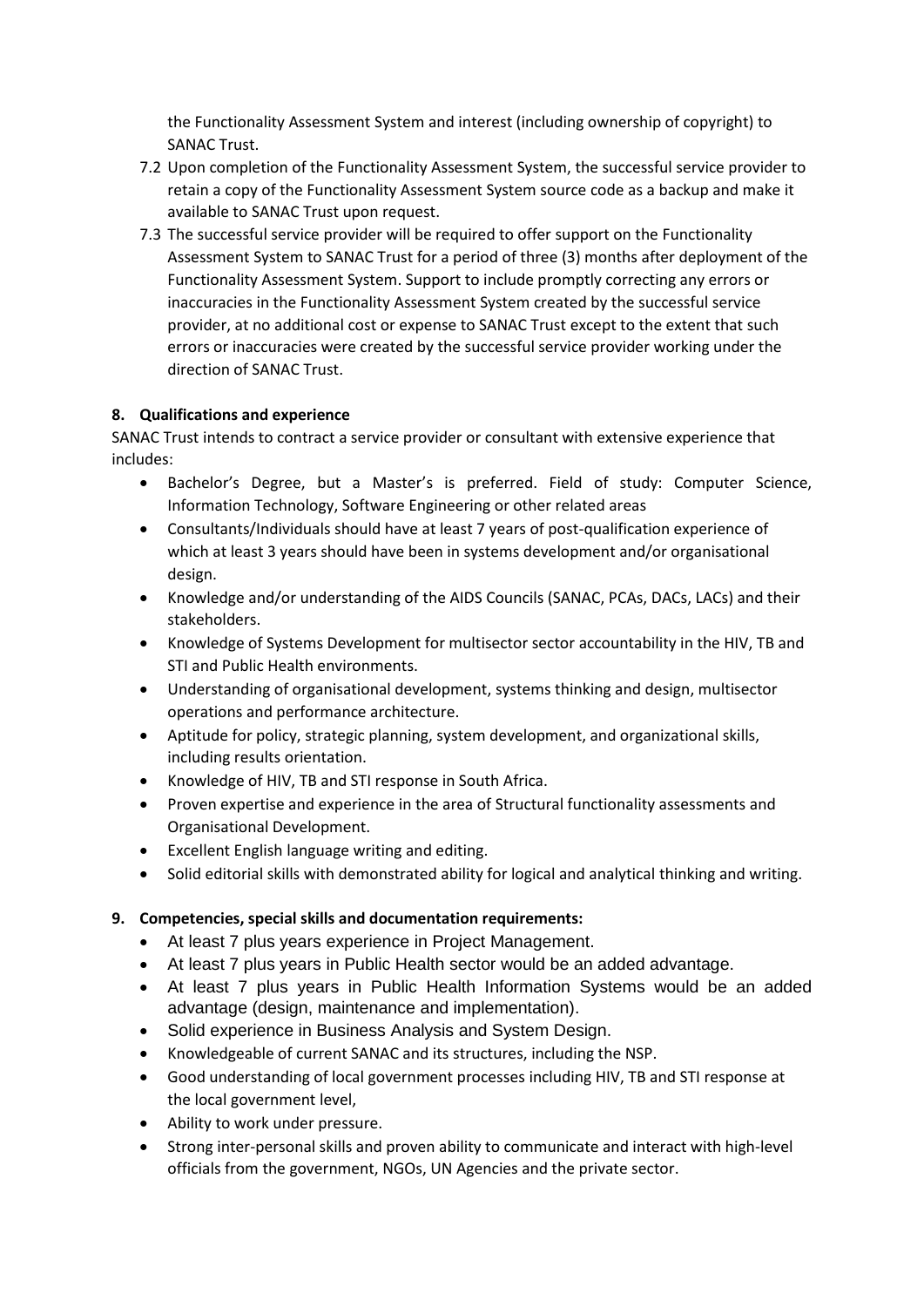the Functionality Assessment System and interest (including ownership of copyright) to SANAC Trust.

7.2 Upon completion of the Functionality Assessment System, the successful service provider to retain a copy of the Functionality Assessment System source code as a backup and make it available to SANAC Trust upon request.

7.3 The successful service provider will be required to offer support on the Functionality Assessment System to SANAC Trust for a period of three (3) months after deployment of the Functionality Assessment System. Support to include promptly correcting any errors or inaccuracies in the Functionality Assessment System created by the successful service provider, at no additional cost or expense to SANAC Trust except to the extent that such errors or inaccuracies were created by the successful service provider working under the direction of SANAC Trust.

**8. Qualifications and experience**

SANAC Trust intends to contract a service provider or consultant with extensive experience that includes:

- Bachelor's Degree, but a Master's is preferred. Field of study: Computer Science, Information Technology, Software Engineering or other related areas
- Consultants/Individuals should have at least 7 years of post-qualification experience of which at least 3 years should have been in systems development and/or organisational design.
- Knowledge and/or understanding of the AIDS Councils (SANAC, PCAs, DACs, LACs) and their stakeholders.
- Knowledge of Systems Development for multisector sector accountability in the HIV, TB and STI and Public Health environments.
- Understanding of organisational development, systems thinking and design, multisector operations and performance architecture.
- Aptitude for policy, strategic planning, system development, and organizational skills, including results orientation.
- Knowledge of HIV, TB and STI response in South Africa.
- Proven expertise and experience in the area of Structural functionality assessments and Organisational Development.
- Excellent English language writing and editing.
- Solid editorial skills with demonstrated ability for logical and analytical thinking and writing.

**9. Competencies, special skills and documentation requirements:**

- At least 7 plus years experience in Project Management.
- At least 7 plus years in Public Health sector would be an added advantage.
- At least 7 plus years in Public Health Information Systems would be an added advantage (design, maintenance and implementation).
- Solid experience in Business Analysis and System Design.
- Knowledgeable of current SANAC and its structures, including the NSP.
- Good understanding of local government processes including HIV, TB and STI response at the local government level,
- Ability to work under pressure.
- Strong inter-personal skills and proven ability to communicate and interact with high-level officials from the government, NGOs, UN Agencies and the private sector.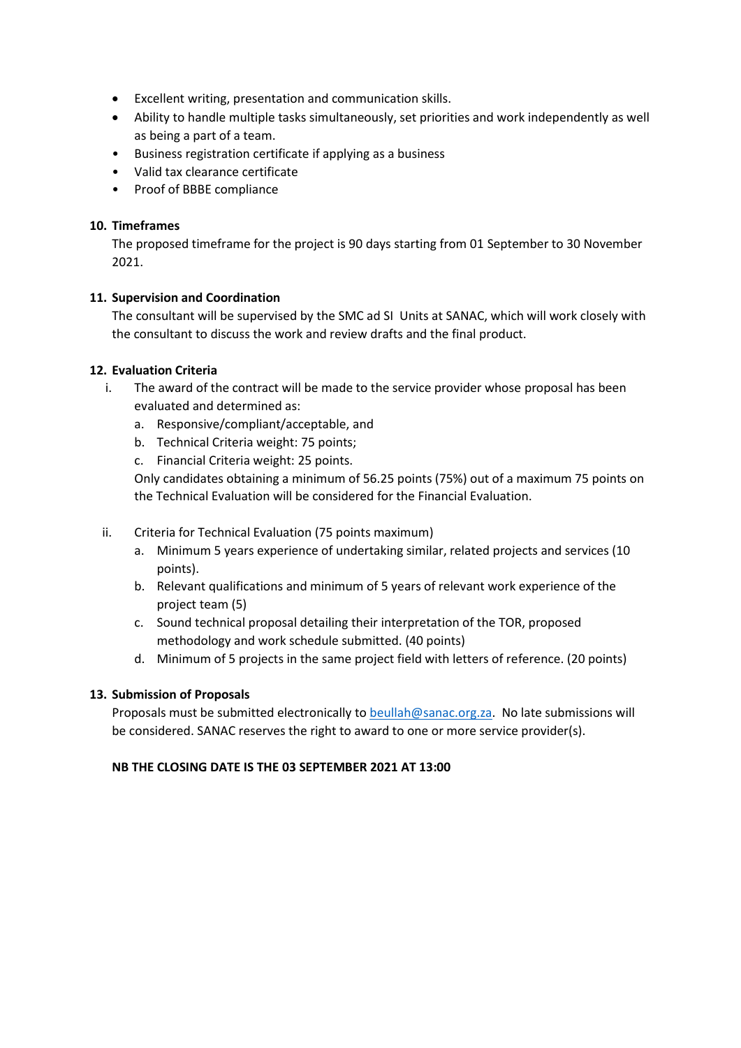- Excellent writing, presentation and communication skills.
- Ability to handle multiple tasks simultaneously, set priorities and work independently as well as being a part of a team.
- Business registration certificate if applying as a business
- Valid tax clearance certificate
- Proof of BBBE compliance

## 10. Timeframes

The proposed timeframe for the project is 90 days starting from 01 September to 30 November 2021.

## 11. Supervision and Coordination

The consultant will be supervised by the SMC ad SI Units at SANAC, which will work closely with the consultant to discuss the work and review drafts and the final product.

## 12. Evaluation Criteria

i. The award of the contract will be made to the service provider whose proposal has been evaluated and determined as:
   a. Responsive/compliant/acceptable, and
   b. Technical Criteria weight: 75 points;
   c. Financial Criteria weight: 25 points.

   Only candidates obtaining a minimum of 56.25 points (75%) out of a maximum 75 points on the Technical Evaluation will be considered for the Financial Evaluation.

ii. Criteria for Technical Evaluation (75 points maximum)
   a. Minimum 5 years experience of undertaking similar, related projects and services (10 points).
   b. Relevant qualifications and minimum of 5 years of relevant work experience of the project team (5)
   c. Sound technical proposal detailing their interpretation of the TOR, proposed methodology and work schedule submitted. (40 points)
   d. Minimum of 5 projects in the same project field with letters of reference. (20 points)

## 13. Submission of Proposals

Proposals must be submitted electronically to beullah@sanac.org.za. No late submissions will be considered. SANAC reserves the right to award to one or more service provider(s).

**NB THE CLOSING DATE IS THE 03 SEPTEMBER 2021 AT 13:00**